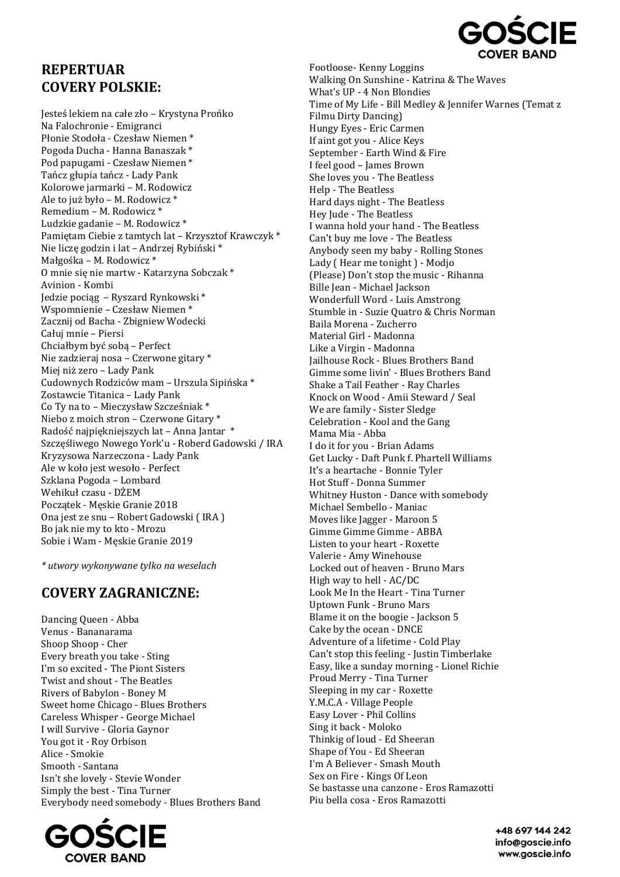## REPERTUAR
## COVERY POLSKIE:

Jesteś lekiem na całe zło – Krystyna Prońko
Na Falochronie - Emigranci
Płonie Stodoła - Czesław Niemen *
Pogoda Ducha - Hanna Banaszak *
Pod papugami - Czesław Niemen *
Tańcz głupia tańcz - Lady Pank
Kolorowe jarmarki – M. Rodowicz
Ale to już było – M. Rodowicz *
Remedium – M. Rodowicz *
Ludzkie gadanie – M. Rodowicz *
Pamiętam Ciebie z tamtych lat – Krzysztof Krawczyk *
Nie liczę godzin i lat – Andrzej Rybiński *
Małgośka – M. Rodowicz *
O mnie się nie martw - Katarzyna Sobczak *
Avinion - Kombi
Jedzie pociąg – Ryszard Rynkowski *
Wspomnienie – Czesław Niemen *
Zacznij od Bacha - Zbigniew Wodecki
Całuj mnie – Piersi
Chciałbym być sobą – Perfect
Nie zadzieraj nosa – Czerwone gitary *
Miej niż zero – Lady Pank
Cudownych Rodziców mam – Urszula Sipińska *
Zostawcie Titanica – Lady Pank
Co Ty na to – Mieczysław Szcześniak *
Niebo z moich stron – Czerwone Gitary *
Radość najpiękniejszych lat – Anna Jantar *
Szczęśliwego Nowego York'u - Roberd Gadowski / IRA
Kryzysowa Narzeczona - Lady Pank
Ale w koło jest wesoło - Perfect
Szklana Pogoda – Lombard
Wehikuł czasu - DŻEM
Początek - Męskie Granie 2018
Ona jest ze snu – Robert Gadowski ( IRA )
Bo jak nie my to kto - Mrozu
Sobie i Wam - Męskie Granie 2019

*\* utwory wykonywane tylko na weselach*

## COVERY ZAGRANICZNE:

Dancing Queen - Abba
Venus - Bananarama
Shoop Shoop - Cher
Every breath you take - Sting
I'm so excited - The Piont Sisters
Twist and shout - The Beatles
Rivers of Babylon - Boney M
Sweet home Chicago - Blues Brothers
Careless Whisper - George Michael
I will Survive - Gloria Gaynor
You got it - Roy Orbison
Alice - Smokie
Smooth - Santana
Isn't she lovely - Stevie Wonder
Simply the best - Tina Turner
Everybody need somebody - Blues Brothers Band
Footloose- Kenny Loggins
Walking On Sunshine - Katrina & The Waves
What's UP - 4 Non Blondies
Time of My Life - Bill Medley & Jennifer Warnes (Temat z Filmu Dirty Dancing)
Hungy Eyes - Eric Carmen
If aint got you - Alice Keys
September - Earth Wind & Fire
I feel good – James Brown
She loves you - The Beatless
Help - The Beatless
Hard days night - The Beatless
Hey Jude - The Beatless
I wanna hold your hand - The Beatless
Can't buy me love - The Beatless
Anybody seen my baby - Rolling Stones
Lady ( Hear me tonight ) - Modjo
(Please) Don't stop the music - Rihanna
Bille Jean - Michael Jackson
Wonderfull Word - Luis Amstrong
Stumble in - Suzie Quatro & Chris Norman
Baila Morena - Zucherro
Material Girl - Madonna
Like a Virgin - Madonna
Jailhouse Rock - Blues Brothers Band
Gimme some livin' - Blues Brothers Band
Shake a Tail Feather - Ray Charles
Knock on Wood - Amii Steward / Seal
We are family - Sister Sledge
Celebration - Kool and the Gang
Mama Mia - Abba
I do it for you - Brian Adams
Get Lucky - Daft Punk f. Phartell Williams
It's a heartache - Bonnie Tyler
Hot Stuff - Donna Summer
Whitney Huston - Dance with somebody
Michael Sembello - Maniac
Moves like Jagger - Maroon 5
Gimme Gimme Gimme - ABBA
Listen to your heart - Roxette
Valerie - Amy Winehouse
Locked out of heaven - Bruno Mars
High way to hell - AC/DC
Look Me In the Heart - Tina Turner
Uptown Funk - Bruno Mars
Blame it on the boogie - Jackson 5
Cake by the ocean - DNCE
Adventure of a lifetime - Cold Play
Can't stop this feeling - Justin Timberlake
Easy, like a sunday morning - Lionel Richie
Proud Merry - Tina Turner
Sleeping in my car - Roxette
Y.M.C.A - Village People
Easy Lover - Phil Collins
Sing it back - Moloko
Thinkig of loud - Ed Sheeran
Shape of You - Ed Sheeran
I'm A Believer - Smash Mouth
Sex on Fire - Kings Of Leon
Se bastasse una canzone - Eros Ramazotti
Piu bella cosa - Eros Ramazotti

+48 697 144 242
info@goscie.info
www.goscie.info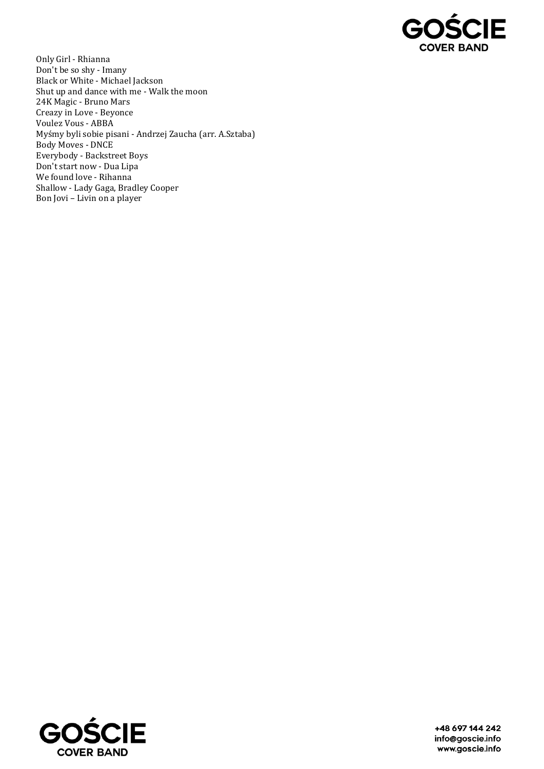Only Girl - Rhianna
Don't be so shy - Imany
Black or White - Michael Jackson
Shut up and dance with me - Walk the moon
24K Magic - Bruno Mars
Creazy in Love - Beyonce
Voulez Vous - ABBA
Myśmy byli sobie pisani - Andrzej Zaucha (arr. A.Sztaba)
Body Moves - DNCE
Everybody - Backstreet Boys
Don't start now - Dua Lipa
We found love - Rihanna
Shallow - Lady Gaga, Bradley Cooper
Bon Jovi – Livin on a player